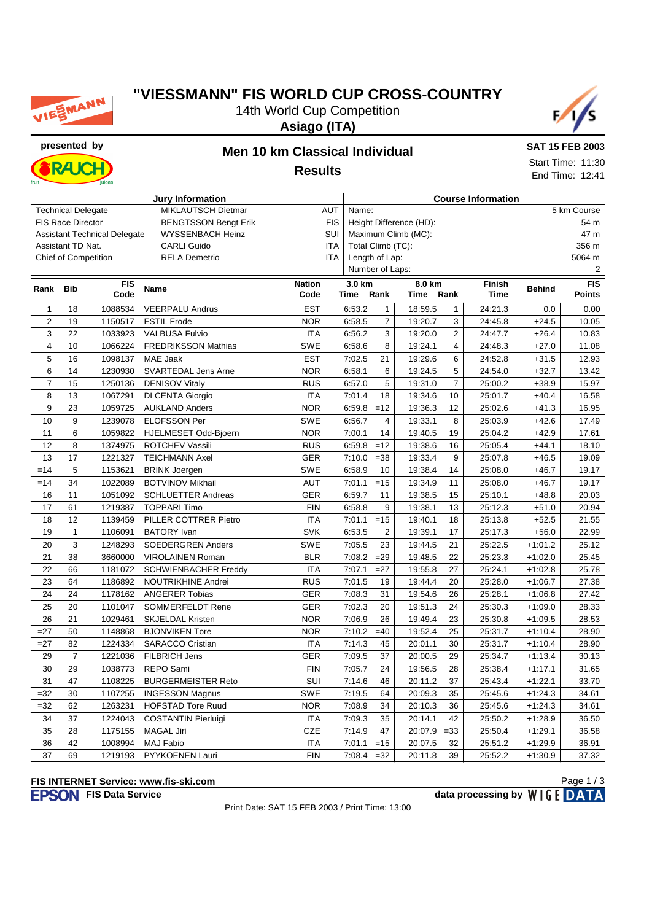# "VIESSMANN" FIS WORLD CUP CROSS-COUNTRY

14th World Cup Competition

**Asiago (ITA)**

presented by

## Men 10 km Classical Individual

## Results

**SAT 15 FEB 2003**

Start Time: 11:30
End Time: 12:41

| Jury Information | | | Course Information | |
|---|---|---|---|---|
| Technical Delegate | MIKLAUTSCH Dietmar | AUT | Name: | 5 km Course |
| FIS Race Director | BENGTSSON Bengt Erik | FIS | Height Difference (HD): | 54 m |
| Assistant Technical Delegate | WYSSENBACH Heinz | SUI | Maximum Climb (MC): | 47 m |
| Assistant TD Nat. | CARLI Guido | ITA | Total Climb (TC): | 356 m |
| Chief of Competition | RELA Demetrio | ITA | Length of Lap: | 5064 m |
| | | | Number of Laps: | 2 |

| Rank | Bib | FIS Code | Name | Nation Code | 3.0 km Time | Rank | 8.0 km Time | Rank | Finish Time | Behind | FIS Points |
|---|---|---|---|---|---|---|---|---|---|---|---|
| 1 | 18 | 1088534 | VEERPALU Andrus | EST | 6:53.2 | 1 | 18:59.5 | 1 | 24:21.3 | 0.0 | 0.00 |
| 2 | 19 | 1150517 | ESTIL Frode | NOR | 6:58.5 | 7 | 19:20.7 | 3 | 24:45.8 | +24.5 | 10.05 |
| 3 | 22 | 1033923 | VALBUSA Fulvio | ITA | 6:56.2 | 3 | 19:20.0 | 2 | 24:47.7 | +26.4 | 10.83 |
| 4 | 10 | 1066224 | FREDRIKSSON Mathias | SWE | 6:58.6 | 8 | 19:24.1 | 4 | 24:48.3 | +27.0 | 11.08 |
| 5 | 16 | 1098137 | MAE Jaak | EST | 7:02.5 | 21 | 19:29.6 | 6 | 24:52.8 | +31.5 | 12.93 |
| 6 | 14 | 1230930 | SVARTEDAL Jens Arne | NOR | 6:58.1 | 6 | 19:24.5 | 5 | 24:54.0 | +32.7 | 13.42 |
| 7 | 15 | 1250136 | DENISOV Vitaly | RUS | 6:57.0 | 5 | 19:31.0 | 7 | 25:00.2 | +38.9 | 15.97 |
| 8 | 13 | 1067291 | DI CENTA Giorgio | ITA | 7:01.4 | 18 | 19:34.6 | 10 | 25:01.7 | +40.4 | 16.58 |
| 9 | 23 | 1059725 | AUKLAND Anders | NOR | 6:59.8 | =12 | 19:36.3 | 12 | 25:02.6 | +41.3 | 16.95 |
| 10 | 9 | 1239078 | ELOFSSON Per | SWE | 6:56.7 | 4 | 19:33.1 | 8 | 25:03.9 | +42.6 | 17.49 |
| 11 | 6 | 1059822 | HJELMESET Odd-Bjoern | NOR | 7:00.1 | 14 | 19:40.5 | 19 | 25:04.2 | +42.9 | 17.61 |
| 12 | 8 | 1374975 | ROTCHEV Vassili | RUS | 6:59.8 | =12 | 19:38.6 | 16 | 25:05.4 | +44.1 | 18.10 |
| 13 | 17 | 1221327 | TEICHMANN Axel | GER | 7:10.0 | =38 | 19:33.4 | 9 | 25:07.8 | +46.5 | 19.09 |
| =14 | 5 | 1153621 | BRINK Joergen | SWE | 6:58.9 | 10 | 19:38.4 | 14 | 25:08.0 | +46.7 | 19.17 |
| =14 | 34 | 1022089 | BOTVINOV Mikhail | AUT | 7:01.1 | =15 | 19:34.9 | 11 | 25:08.0 | +46.7 | 19.17 |
| 16 | 11 | 1051092 | SCHLUETTER Andreas | GER | 6:59.7 | 11 | 19:38.5 | 15 | 25:10.1 | +48.8 | 20.03 |
| 17 | 61 | 1219387 | TOPPARI Timo | FIN | 6:58.8 | 9 | 19:38.1 | 13 | 25:12.3 | +51.0 | 20.94 |
| 18 | 12 | 1139459 | PILLER COTTRER Pietro | ITA | 7:01.1 | =15 | 19:40.1 | 18 | 25:13.8 | +52.5 | 21.55 |
| 19 | 1 | 1106091 | BATORY Ivan | SVK | 6:53.5 | 2 | 19:39.1 | 17 | 25:17.3 | +56.0 | 22.99 |
| 20 | 3 | 1248293 | SOEDERGREN Anders | SWE | 7:05.5 | 23 | 19:44.5 | 21 | 25:22.5 | +1:01.2 | 25.12 |
| 21 | 38 | 3660000 | VIROLAINEN Roman | BLR | 7:08.2 | =29 | 19:48.5 | 22 | 25:23.3 | +1:02.0 | 25.45 |
| 22 | 66 | 1181072 | SCHWIENBACHER Freddy | ITA | 7:07.1 | =27 | 19:55.8 | 27 | 25:24.1 | +1:02.8 | 25.78 |
| 23 | 64 | 1186892 | NOUTRIKHINE Andrei | RUS | 7:01.5 | 19 | 19:44.4 | 20 | 25:28.0 | +1:06.7 | 27.38 |
| 24 | 24 | 1178162 | ANGERER Tobias | GER | 7:08.3 | 31 | 19:54.6 | 26 | 25:28.1 | +1:06.8 | 27.42 |
| 25 | 20 | 1101047 | SOMMERFELDT Rene | GER | 7:02.3 | 20 | 19:51.3 | 24 | 25:30.3 | +1:09.0 | 28.33 |
| 26 | 21 | 1029461 | SKJELDAL Kristen | NOR | 7:06.9 | 26 | 19:49.4 | 23 | 25:30.8 | +1:09.5 | 28.53 |
| =27 | 50 | 1148868 | BJONVIKEN Tore | NOR | 7:10.2 | =40 | 19:52.4 | 25 | 25:31.7 | +1:10.4 | 28.90 |
| =27 | 82 | 1224334 | SARACCO Cristian | ITA | 7:14.3 | 45 | 20:01.1 | 30 | 25:31.7 | +1:10.4 | 28.90 |
| 29 | 7 | 1221036 | FILBRICH Jens | GER | 7:09.5 | 37 | 20:00.5 | 29 | 25:34.7 | +1:13.4 | 30.13 |
| 30 | 29 | 1038773 | REPO Sami | FIN | 7:05.7 | 24 | 19:56.5 | 28 | 25:38.4 | +1:17.1 | 31.65 |
| 31 | 47 | 1108225 | BURGERMEISTER Reto | SUI | 7:14.6 | 46 | 20:11.2 | 37 | 25:43.4 | +1:22.1 | 33.70 |
| =32 | 30 | 1107255 | INGESSON Magnus | SWE | 7:19.5 | 64 | 20:09.3 | 35 | 25:45.6 | +1:24.3 | 34.61 |
| =32 | 62 | 1263231 | HOFSTAD Tore Ruud | NOR | 7:08.9 | 34 | 20:10.3 | 36 | 25:45.6 | +1:24.3 | 34.61 |
| 34 | 37 | 1224043 | COSTANTIN Pierluigi | ITA | 7:09.3 | 35 | 20:14.1 | 42 | 25:50.2 | +1:28.9 | 36.50 |
| 35 | 28 | 1175155 | MAGAL Jiri | CZE | 7:14.9 | 47 | 20:07.9 | =33 | 25:50.4 | +1:29.1 | 36.58 |
| 36 | 42 | 1008994 | MAJ Fabio | ITA | 7:01.1 | =15 | 20:07.5 | 32 | 25:51.2 | +1:29.9 | 36.91 |
| 37 | 69 | 1219193 | PYYKOENEN Lauri | FIN | 7:08.4 | =32 | 20:11.8 | 39 | 25:52.2 | +1:30.9 | 37.32 |

**FIS INTERNET Service: www.fis-ski.com**

EPSON FIS Data Service — data processing by WIGE DATA

Print Date: SAT 15 FEB 2003 / Print Time: 13:00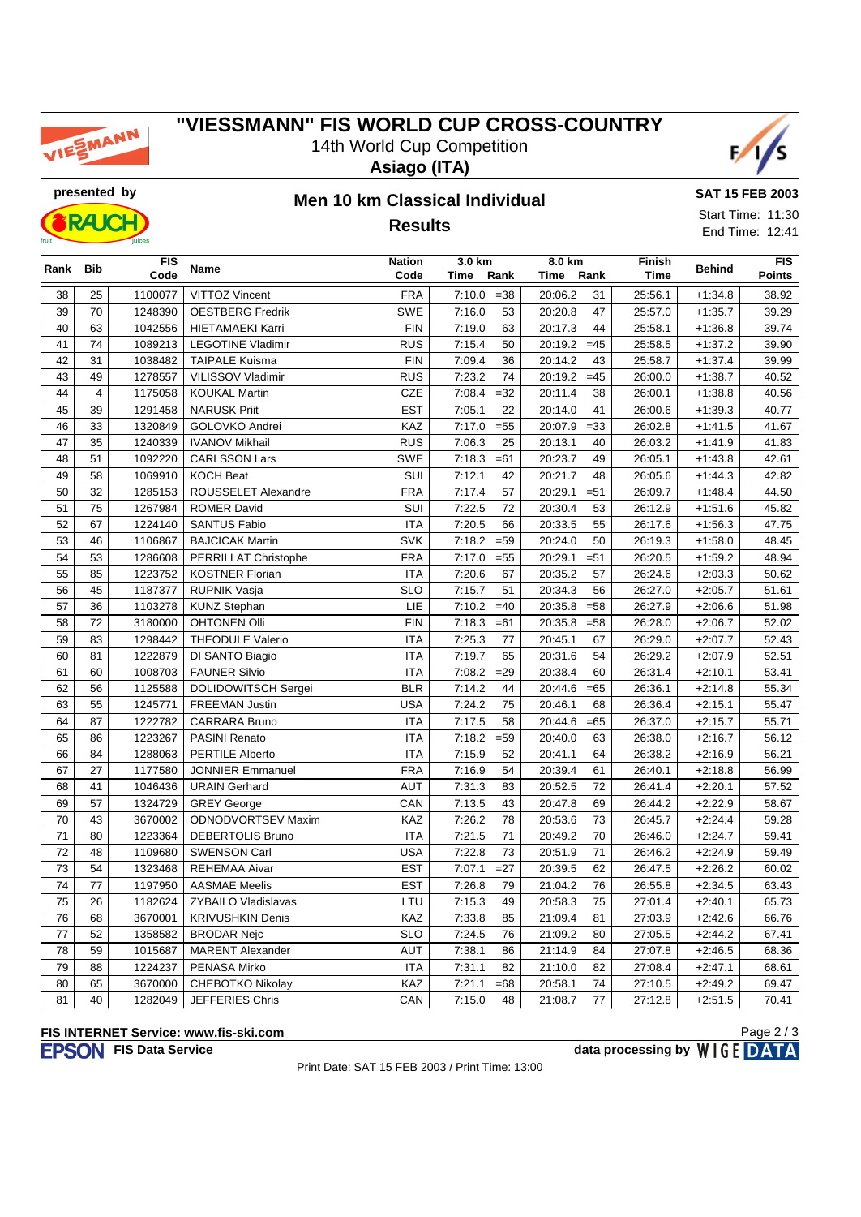# "VIESSMANN" FIS WORLD CUP CROSS-COUNTRY

14th World Cup Competition

**Asiago (ITA)**

presented by

## Men 10 km Classical Individual

### Results

**SAT 15 FEB 2003**

Start Time: 11:30

End Time: 12:41

| Rank | Bib | FIS Code | Name | Nation Code | 3.0 km Time | Rank | 8.0 km Time | Rank | Finish Time | Behind | FIS Points |
|---|---|---|---|---|---|---|---|---|---|---|---|
| 38 | 25 | 1100077 | VITTOZ Vincent | FRA | 7:10.0 | =38 | 20:06.2 | 31 | 25:56.1 | +1:34.8 | 38.92 |
| 39 | 70 | 1248390 | OESTBERG Fredrik | SWE | 7:16.0 | 53 | 20:20.8 | 47 | 25:57.0 | +1:35.7 | 39.29 |
| 40 | 63 | 1042556 | HIETAMAEKI Karri | FIN | 7:19.0 | 63 | 20:17.3 | 44 | 25:58.1 | +1:36.8 | 39.74 |
| 41 | 74 | 1089213 | LEGOTINE Vladimir | RUS | 7:15.4 | 50 | 20:19.2 | =45 | 25:58.5 | +1:37.2 | 39.90 |
| 42 | 31 | 1038482 | TAIPALE Kuisma | FIN | 7:09.4 | 36 | 20:14.2 | 43 | 25:58.7 | +1:37.4 | 39.99 |
| 43 | 49 | 1278557 | VILISSOV Vladimir | RUS | 7:23.2 | 74 | 20:19.2 | =45 | 26:00.0 | +1:38.7 | 40.52 |
| 44 | 4 | 1175058 | KOUKAL Martin | CZE | 7:08.4 | =32 | 20:11.4 | 38 | 26:00.1 | +1:38.8 | 40.56 |
| 45 | 39 | 1291458 | NARUSK Priit | EST | 7:05.1 | 22 | 20:14.0 | 41 | 26:00.6 | +1:39.3 | 40.77 |
| 46 | 33 | 1320849 | GOLOVKO Andrei | KAZ | 7:17.0 | =55 | 20:07.9 | =33 | 26:02.8 | +1:41.5 | 41.67 |
| 47 | 35 | 1240339 | IVANOV Mikhail | RUS | 7:06.3 | 25 | 20:13.1 | 40 | 26:03.2 | +1:41.9 | 41.83 |
| 48 | 51 | 1092220 | CARLSSON Lars | SWE | 7:18.3 | =61 | 20:23.7 | 49 | 26:05.1 | +1:43.8 | 42.61 |
| 49 | 58 | 1069910 | KOCH Beat | SUI | 7:12.1 | 42 | 20:21.7 | 48 | 26:05.6 | +1:44.3 | 42.82 |
| 50 | 32 | 1285153 | ROUSSELET Alexandre | FRA | 7:17.4 | 57 | 20:29.1 | =51 | 26:09.7 | +1:48.4 | 44.50 |
| 51 | 75 | 1267984 | ROMER David | SUI | 7:22.5 | 72 | 20:30.4 | 53 | 26:12.9 | +1:51.6 | 45.82 |
| 52 | 67 | 1224140 | SANTUS Fabio | ITA | 7:20.5 | 66 | 20:33.5 | 55 | 26:17.6 | +1:56.3 | 47.75 |
| 53 | 46 | 1106867 | BAJCICAK Martin | SVK | 7:18.2 | =59 | 20:24.0 | 50 | 26:19.3 | +1:58.0 | 48.45 |
| 54 | 53 | 1286608 | PERRILLAT Christophe | FRA | 7:17.0 | =55 | 20:29.1 | =51 | 26:20.5 | +1:59.2 | 48.94 |
| 55 | 85 | 1223752 | KOSTNER Florian | ITA | 7:20.6 | 67 | 20:35.2 | 57 | 26:24.6 | +2:03.3 | 50.62 |
| 56 | 45 | 1187377 | RUPNIK Vasja | SLO | 7:15.7 | 51 | 20:34.3 | 56 | 26:27.0 | +2:05.7 | 51.61 |
| 57 | 36 | 1103278 | KUNZ Stephan | LIE | 7:10.2 | =40 | 20:35.8 | =58 | 26:27.9 | +2:06.6 | 51.98 |
| 58 | 72 | 3180000 | OHTONEN Olli | FIN | 7:18.3 | =61 | 20:35.8 | =58 | 26:28.0 | +2:06.7 | 52.02 |
| 59 | 83 | 1298442 | THEODULE Valerio | ITA | 7:25.3 | 77 | 20:45.1 | 67 | 26:29.0 | +2:07.7 | 52.43 |
| 60 | 81 | 1222879 | DI SANTO Biagio | ITA | 7:19.7 | 65 | 20:31.6 | 54 | 26:29.2 | +2:07.9 | 52.51 |
| 61 | 60 | 1008703 | FAUNER Silvio | ITA | 7:08.2 | =29 | 20:38.4 | 60 | 26:31.4 | +2:10.1 | 53.41 |
| 62 | 56 | 1125588 | DOLIDOWITSCH Sergei | BLR | 7:14.2 | 44 | 20:44.6 | =65 | 26:36.1 | +2:14.8 | 55.34 |
| 63 | 55 | 1245771 | FREEMAN Justin | USA | 7:24.2 | 75 | 20:46.1 | 68 | 26:36.4 | +2:15.1 | 55.47 |
| 64 | 87 | 1222782 | CARRARA Bruno | ITA | 7:17.5 | 58 | 20:44.6 | =65 | 26:37.0 | +2:15.7 | 55.71 |
| 65 | 86 | 1223267 | PASINI Renato | ITA | 7:18.2 | =59 | 20:40.0 | 63 | 26:38.0 | +2:16.7 | 56.12 |
| 66 | 84 | 1288063 | PERTILE Alberto | ITA | 7:15.9 | 52 | 20:41.1 | 64 | 26:38.2 | +2:16.9 | 56.21 |
| 67 | 27 | 1177580 | JONNIER Emmanuel | FRA | 7:16.9 | 54 | 20:39.4 | 61 | 26:40.1 | +2:18.8 | 56.99 |
| 68 | 41 | 1046436 | URAIN Gerhard | AUT | 7:31.3 | 83 | 20:52.5 | 72 | 26:41.4 | +2:20.1 | 57.52 |
| 69 | 57 | 1324729 | GREY George | CAN | 7:13.5 | 43 | 20:47.8 | 69 | 26:44.2 | +2:22.9 | 58.67 |
| 70 | 43 | 3670002 | ODNODVORTSEV Maxim | KAZ | 7:26.2 | 78 | 20:53.6 | 73 | 26:45.7 | +2:24.4 | 59.28 |
| 71 | 80 | 1223364 | DEBERTOLIS Bruno | ITA | 7:21.5 | 71 | 20:49.2 | 70 | 26:46.0 | +2:24.7 | 59.41 |
| 72 | 48 | 1109680 | SWENSON Carl | USA | 7:22.8 | 73 | 20:51.9 | 71 | 26:46.2 | +2:24.9 | 59.49 |
| 73 | 54 | 1323468 | REHEMAA Aivar | EST | 7:07.1 | =27 | 20:39.5 | 62 | 26:47.5 | +2:26.2 | 60.02 |
| 74 | 77 | 1197950 | AASMAE Meelis | EST | 7:26.8 | 79 | 21:04.2 | 76 | 26:55.8 | +2:34.5 | 63.43 |
| 75 | 26 | 1182624 | ZYBAILO Vladislavas | LTU | 7:15.3 | 49 | 20:58.3 | 75 | 27:01.4 | +2:40.1 | 65.73 |
| 76 | 68 | 3670001 | KRIVUSHKIN Denis | KAZ | 7:33.8 | 85 | 21:09.4 | 81 | 27:03.9 | +2:42.6 | 66.76 |
| 77 | 52 | 1358582 | BRODAR Nejc | SLO | 7:24.5 | 76 | 21:09.2 | 80 | 27:05.5 | +2:44.2 | 67.41 |
| 78 | 59 | 1015687 | MARENT Alexander | AUT | 7:38.1 | 86 | 21:14.9 | 84 | 27:07.8 | +2:46.5 | 68.36 |
| 79 | 88 | 1224237 | PENASA Mirko | ITA | 7:31.1 | 82 | 21:10.0 | 82 | 27:08.4 | +2:47.1 | 68.61 |
| 80 | 65 | 3670000 | CHEBOTKO Nikolay | KAZ | 7:21.1 | =68 | 20:58.1 | 74 | 27:10.5 | +2:49.2 | 69.47 |
| 81 | 40 | 1282049 | JEFFERIES Chris | CAN | 7:15.0 | 48 | 21:08.7 | 77 | 27:12.8 | +2:51.5 | 70.41 |

**FIS INTERNET Service: www.fis-ski.com**

**FIS Data Service** — data processing by WIGE DATA

Print Date: SAT 15 FEB 2003 / Print Time: 13:00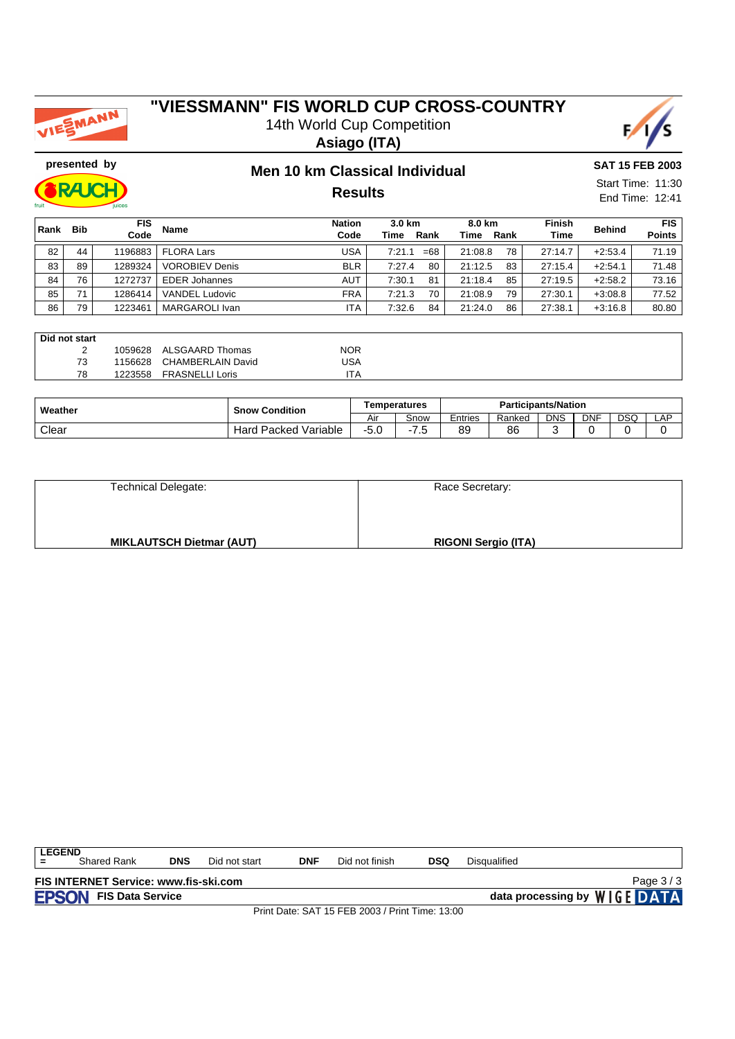# "VIESSMANN" FIS WORLD CUP CROSS-COUNTRY

14th World Cup Competition

**Asiago (ITA)**

presented by

## Men 10 km Classical Individual

## Results

**SAT 15 FEB 2003**

Start Time: 11:30

End Time: 12:41

| Rank | Bib | FIS Code | Name | Nation Code | 3.0 km Time | 3.0 km Rank | 8.0 km Time | 8.0 km Rank | Finish Time | Behind | FIS Points |
|---|---|---|---|---|---|---|---|---|---|---|---|
| 82 | 44 | 1196883 | FLORA Lars | USA | 7:21.1 | =68 | 21:08.8 | 78 | 27:14.7 | +2:53.4 | 71.19 |
| 83 | 89 | 1289324 | VOROBIEV Denis | BLR | 7:27.4 | 80 | 21:12.5 | 83 | 27:15.4 | +2:54.1 | 71.48 |
| 84 | 76 | 1272737 | EDER Johannes | AUT | 7:30.1 | 81 | 21:18.4 | 85 | 27:19.5 | +2:58.2 | 73.16 |
| 85 | 71 | 1286414 | VANDEL Ludovic | FRA | 7:21.3 | 70 | 21:08.9 | 79 | 27:30.1 | +3:08.8 | 77.52 |
| 86 | 79 | 1223461 | MARGAROLI Ivan | ITA | 7:32.6 | 84 | 21:24.0 | 86 | 27:38.1 | +3:16.8 | 80.80 |

**Did not start**

| Bib | FIS Code | Name | Nation Code |
|---|---|---|---|
| 2 | 1059628 | ALSGAARD Thomas | NOR |
| 73 | 1156628 | CHAMBERLAIN David | USA |
| 78 | 1223558 | FRASNELLI Loris | ITA |

| Weather | Snow Condition | Temperatures | | Participants/Nation | | | | | |
|---|---|---|---|---|---|---|---|---|---|
| | | Air | Snow | Entries | Ranked | DNS | DNF | DSQ | LAP |
| Clear | Hard Packed Variable | -5.0 | -7.5 | 89 | 86 | 3 | 0 | 0 | 0 |

| Technical Delegate: | Race Secretary: |
|---|---|
| **MIKLAUTSCH Dietmar (AUT)** | **RIGONI Sergio (ITA)** |

**LEGEND**

= Shared Rank &nbsp; **DNS** Did not start &nbsp; **DNF** Did not finish &nbsp; **DSQ** Disqualified

**FIS INTERNET Service: www.fis-ski.com**

**EPSON FIS Data Service** &nbsp; **data processing by WIGE DATA**

Print Date: SAT 15 FEB 2003 / Print Time: 13:00